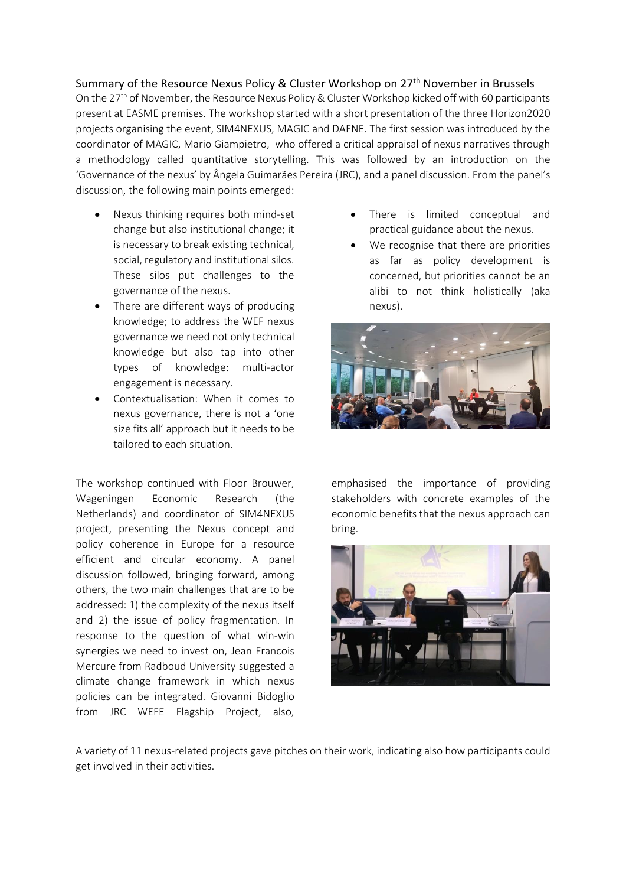## Summary of the Resource Nexus Policy & Cluster Workshop on 27th November in Brussels

On the 27th of November, the Resource Nexus Policy & Cluster Workshop kicked off with 60 participants present at EASME premises. The workshop started with a short presentation of the three Horizon2020 projects organising the event, SIM4NEXUS, MAGIC and DAFNE. The first session was introduced by the coordinator of MAGIC, Mario Giampietro, who offered a critical appraisal of nexus narratives through a methodology called quantitative storytelling. This was followed by an introduction on the 'Governance of the nexus' by Ângela Guimarães Pereira (JRC), and a panel discussion. From the panel's discussion, the following main points emerged:

- Nexus thinking requires both mind-set change but also institutional change; it is necessary to break existing technical, social, regulatory and institutional silos. These silos put challenges to the governance of the nexus.
- There are different ways of producing knowledge; to address the WEF nexus governance we need not only technical knowledge but also tap into other types of knowledge: multi-actor engagement is necessary.
- Contextualisation: When it comes to nexus governance, there is not a 'one size fits all' approach but it needs to be tailored to each situation.
- There is limited conceptual and practical guidance about the nexus.
- We recognise that there are priorities as far as policy development is concerned, but priorities cannot be an alibi to not think holistically (aka nexus).

The workshop continued with Floor Brouwer, Wageningen Economic Research (the Netherlands) and coordinator of SIM4NEXUS project, presenting the Nexus concept and policy coherence in Europe for a resource efficient and circular economy. A panel discussion followed, bringing forward, among others, the two main challenges that are to be addressed: 1) the complexity of the nexus itself and 2) the issue of policy fragmentation. In response to the question of what win-win synergies we need to invest on, Jean Francois Mercure from Radboud University suggested a climate change framework in which nexus policies can be integrated. Giovanni Bidoglio from JRC WEFE Flagship Project, also, emphasised the importance of providing stakeholders with concrete examples of the economic benefits that the nexus approach can bring.

A variety of 11 nexus-related projects gave pitches on their work, indicating also how participants could get involved in their activities.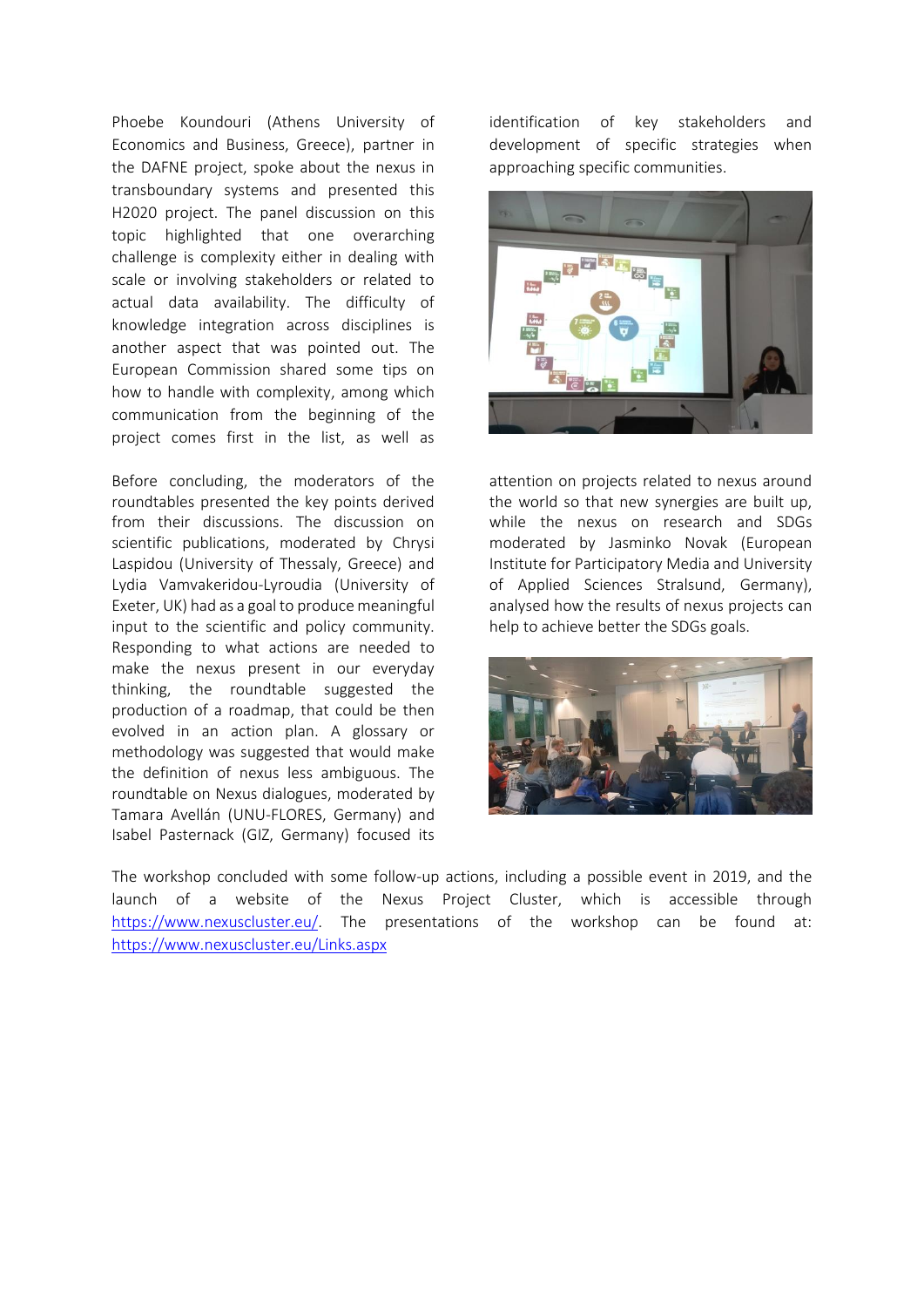Phoebe Koundouri (Athens University of Economics and Business, Greece), partner in the DAFNE project, spoke about the nexus in transboundary systems and presented this H2020 project. The panel discussion on this topic highlighted that one overarching challenge is complexity either in dealing with scale or involving stakeholders or related to actual data availability. The difficulty of knowledge integration across disciplines is another aspect that was pointed out. The European Commission shared some tips on how to handle with complexity, among which communication from the beginning of the project comes first in the list, as well as identification of key stakeholders and development of specific strategies when approaching specific communities.

Before concluding, the moderators of the roundtables presented the key points derived from their discussions. The discussion on scientific publications, moderated by Chrysi Laspidou (University of Thessaly, Greece) and Lydia Vamvakeridou-Lyroudia (University of Exeter, UK) had as a goal to produce meaningful input to the scientific and policy community. Responding to what actions are needed to make the nexus present in our everyday thinking, the roundtable suggested the production of a roadmap, that could be then evolved in an action plan. A glossary or methodology was suggested that would make the definition of nexus less ambiguous. The roundtable on Nexus dialogues, moderated by Tamara Avellán (UNU-FLORES, Germany) and Isabel Pasternack (GIZ, Germany) focused its attention on projects related to nexus around the world so that new synergies are built up, while the nexus on research and SDGs moderated by Jasminko Novak (European Institute for Participatory Media and University of Applied Sciences Stralsund, Germany), analysed how the results of nexus projects can help to achieve better the SDGs goals.

The workshop concluded with some follow-up actions, including a possible event in 2019, and the launch of a website of the Nexus Project Cluster, which is accessible through https://www.nexuscluster.eu/. The presentations of the workshop can be found at: https://www.nexuscluster.eu/Links.aspx